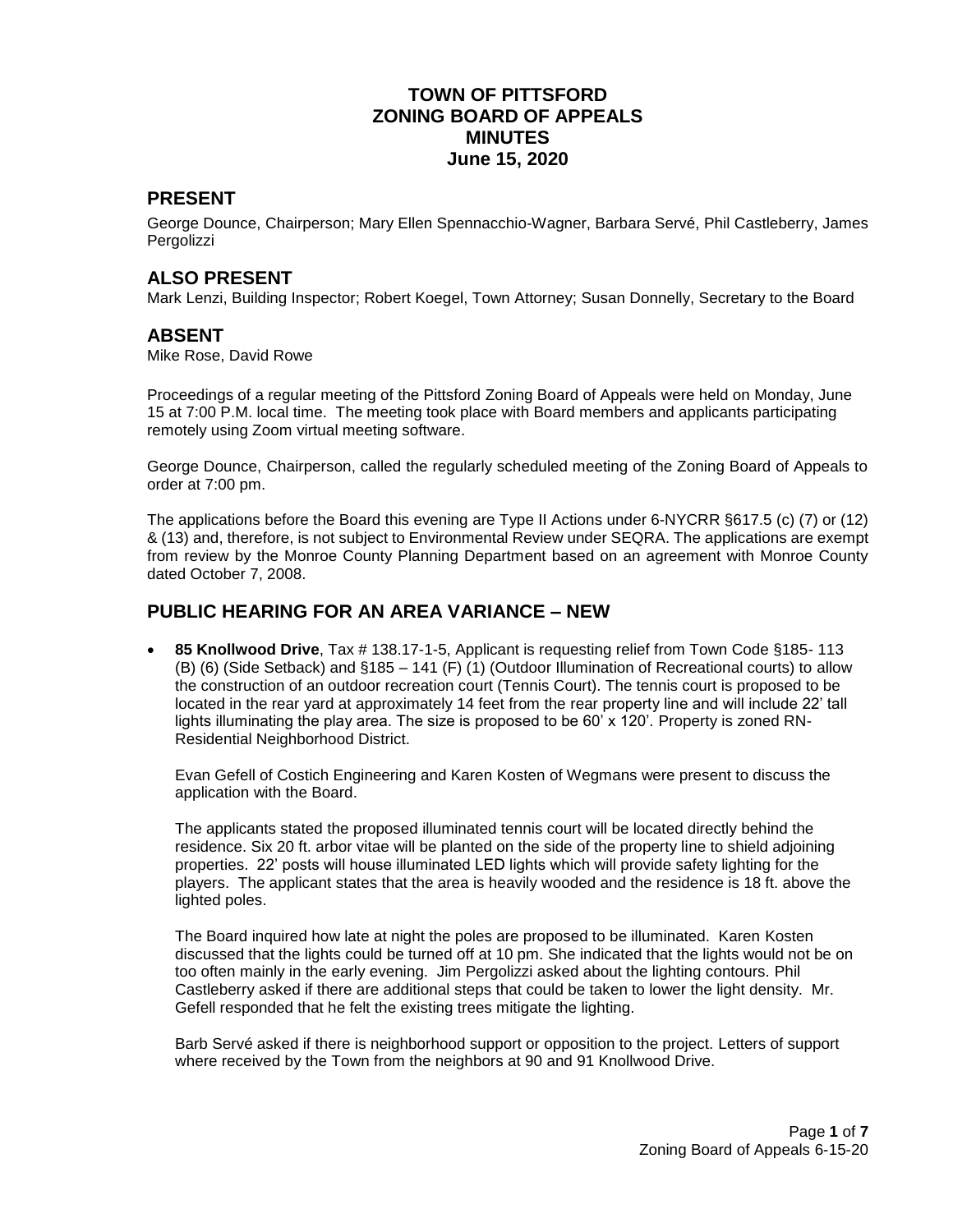# TOWN OF PITTSFORD
# ZONING BOARD OF APPEALS
# MINUTES
# June 15, 2020

## PRESENT

George Dounce, Chairperson; Mary Ellen Spennacchio-Wagner, Barbara Servé, Phil Castleberry, James Pergolizzi

## ALSO PRESENT

Mark Lenzi, Building Inspector; Robert Koegel, Town Attorney; Susan Donnelly, Secretary to the Board

## ABSENT

Mike Rose, David Rowe

Proceedings of a regular meeting of the Pittsford Zoning Board of Appeals were held on Monday, June 15 at 7:00 P.M. local time. The meeting took place with Board members and applicants participating remotely using Zoom virtual meeting software.

George Dounce, Chairperson, called the regularly scheduled meeting of the Zoning Board of Appeals to order at 7:00 pm.

The applications before the Board this evening are Type II Actions under 6-NYCRR §617.5 (c) (7) or (12) & (13) and, therefore, is not subject to Environmental Review under SEQRA. The applications are exempt from review by the Monroe County Planning Department based on an agreement with Monroe County dated October 7, 2008.

## PUBLIC HEARING FOR AN AREA VARIANCE – NEW

- **85 Knollwood Drive**, Tax # 138.17-1-5, Applicant is requesting relief from Town Code §185- 113 (B) (6) (Side Setback) and §185 – 141 (F) (1) (Outdoor Illumination of Recreational courts) to allow the construction of an outdoor recreation court (Tennis Court). The tennis court is proposed to be located in the rear yard at approximately 14 feet from the rear property line and will include 22' tall lights illuminating the play area. The size is proposed to be 60' x 120'. Property is zoned RN-Residential Neighborhood District.

  Evan Gefell of Costich Engineering and Karen Kosten of Wegmans were present to discuss the application with the Board.

  The applicants stated the proposed illuminated tennis court will be located directly behind the residence. Six 20 ft. arbor vitae will be planted on the side of the property line to shield adjoining properties. 22' posts will house illuminated LED lights which will provide safety lighting for the players. The applicant states that the area is heavily wooded and the residence is 18 ft. above the lighted poles.

  The Board inquired how late at night the poles are proposed to be illuminated. Karen Kosten discussed that the lights could be turned off at 10 pm. She indicated that the lights would not be on too often mainly in the early evening. Jim Pergolizzi asked about the lighting contours. Phil Castleberry asked if there are additional steps that could be taken to lower the light density. Mr. Gefell responded that he felt the existing trees mitigate the lighting.

  Barb Servé asked if there is neighborhood support or opposition to the project. Letters of support where received by the Town from the neighbors at 90 and 91 Knollwood Drive.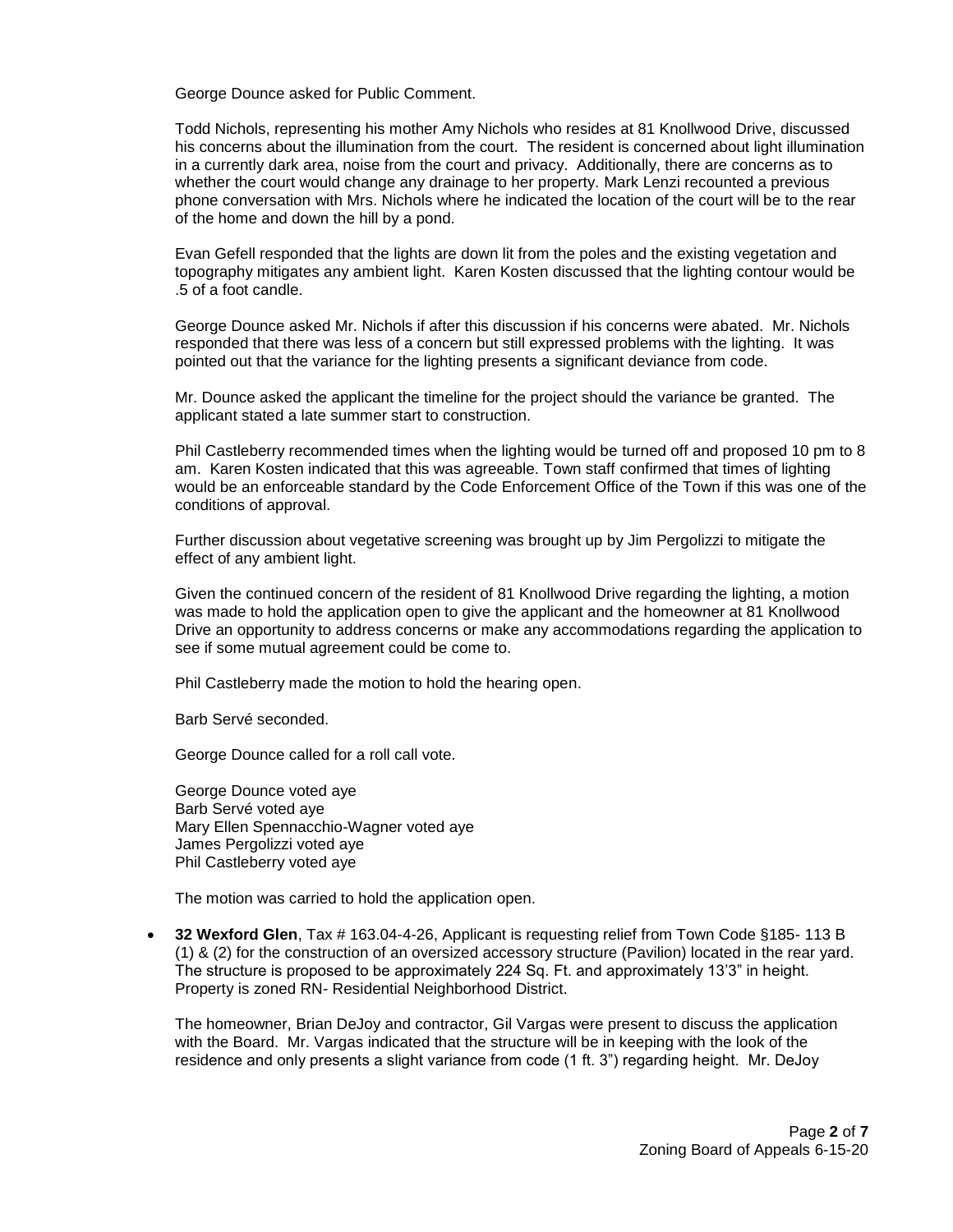George Dounce asked for Public Comment.

Todd Nichols, representing his mother Amy Nichols who resides at 81 Knollwood Drive, discussed his concerns about the illumination from the court. The resident is concerned about light illumination in a currently dark area, noise from the court and privacy. Additionally, there are concerns as to whether the court would change any drainage to her property. Mark Lenzi recounted a previous phone conversation with Mrs. Nichols where he indicated the location of the court will be to the rear of the home and down the hill by a pond.

Evan Gefell responded that the lights are down lit from the poles and the existing vegetation and topography mitigates any ambient light. Karen Kosten discussed that the lighting contour would be .5 of a foot candle.

George Dounce asked Mr. Nichols if after this discussion if his concerns were abated. Mr. Nichols responded that there was less of a concern but still expressed problems with the lighting. It was pointed out that the variance for the lighting presents a significant deviance from code.

Mr. Dounce asked the applicant the timeline for the project should the variance be granted. The applicant stated a late summer start to construction.

Phil Castleberry recommended times when the lighting would be turned off and proposed 10 pm to 8 am. Karen Kosten indicated that this was agreeable. Town staff confirmed that times of lighting would be an enforceable standard by the Code Enforcement Office of the Town if this was one of the conditions of approval.

Further discussion about vegetative screening was brought up by Jim Pergolizzi to mitigate the effect of any ambient light.

Given the continued concern of the resident of 81 Knollwood Drive regarding the lighting, a motion was made to hold the application open to give the applicant and the homeowner at 81 Knollwood Drive an opportunity to address concerns or make any accommodations regarding the application to see if some mutual agreement could be come to.

Phil Castleberry made the motion to hold the hearing open.

Barb Servé seconded.

George Dounce called for a roll call vote.

George Dounce voted aye
Barb Servé voted aye
Mary Ellen Spennacchio-Wagner voted aye
James Pergolizzi voted aye
Phil Castleberry voted aye

The motion was carried to hold the application open.

- **32 Wexford Glen**, Tax # 163.04-4-26, Applicant is requesting relief from Town Code §185- 113 B (1) & (2) for the construction of an oversized accessory structure (Pavilion) located in the rear yard. The structure is proposed to be approximately 224 Sq. Ft. and approximately 13'3" in height. Property is zoned RN- Residential Neighborhood District.

  The homeowner, Brian DeJoy and contractor, Gil Vargas were present to discuss the application with the Board. Mr. Vargas indicated that the structure will be in keeping with the look of the residence and only presents a slight variance from code (1 ft. 3") regarding height. Mr. DeJoy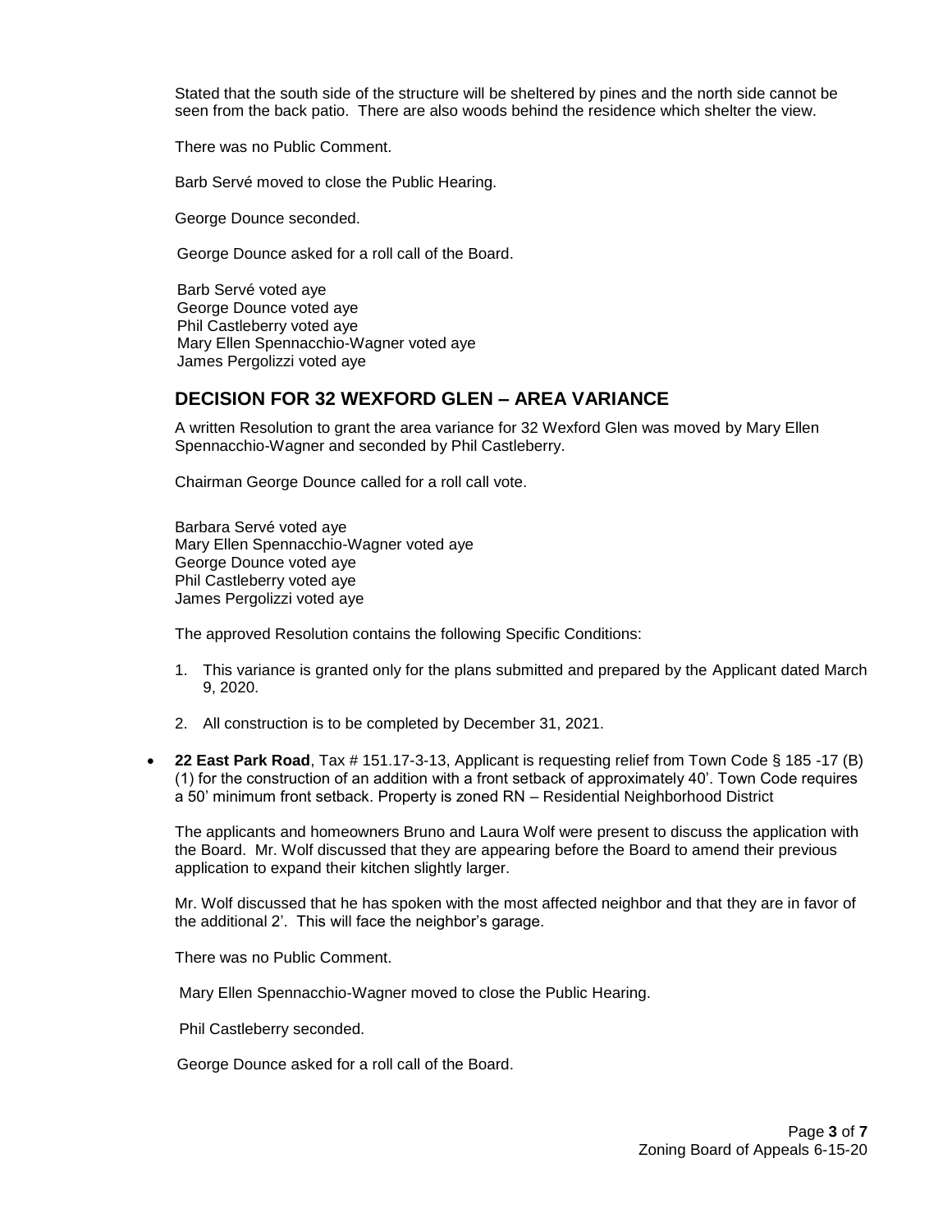Stated that the south side of the structure will be sheltered by pines and the north side cannot be seen from the back patio. There are also woods behind the residence which shelter the view.

There was no Public Comment.

Barb Servé moved to close the Public Hearing.

George Dounce seconded.

George Dounce asked for a roll call of the Board.

Barb Servé voted aye
George Dounce voted aye
Phil Castleberry voted aye
Mary Ellen Spennacchio-Wagner voted aye
James Pergolizzi voted aye

## DECISION FOR 32 WEXFORD GLEN – AREA VARIANCE

A written Resolution to grant the area variance for 32 Wexford Glen was moved by Mary Ellen Spennacchio-Wagner and seconded by Phil Castleberry.

Chairman George Dounce called for a roll call vote.

Barbara Servé voted aye
Mary Ellen Spennacchio-Wagner voted aye
George Dounce voted aye
Phil Castleberry voted aye
James Pergolizzi voted aye

The approved Resolution contains the following Specific Conditions:

1. This variance is granted only for the plans submitted and prepared by the Applicant dated March 9, 2020.

2. All construction is to be completed by December 31, 2021.

- **22 East Park Road**, Tax # 151.17-3-13, Applicant is requesting relief from Town Code § 185 -17 (B) (1) for the construction of an addition with a front setback of approximately 40'. Town Code requires a 50' minimum front setback. Property is zoned RN – Residential Neighborhood District

The applicants and homeowners Bruno and Laura Wolf were present to discuss the application with the Board. Mr. Wolf discussed that they are appearing before the Board to amend their previous application to expand their kitchen slightly larger.

Mr. Wolf discussed that he has spoken with the most affected neighbor and that they are in favor of the additional 2'. This will face the neighbor's garage.

There was no Public Comment.

Mary Ellen Spennacchio-Wagner moved to close the Public Hearing.

Phil Castleberry seconded.

George Dounce asked for a roll call of the Board.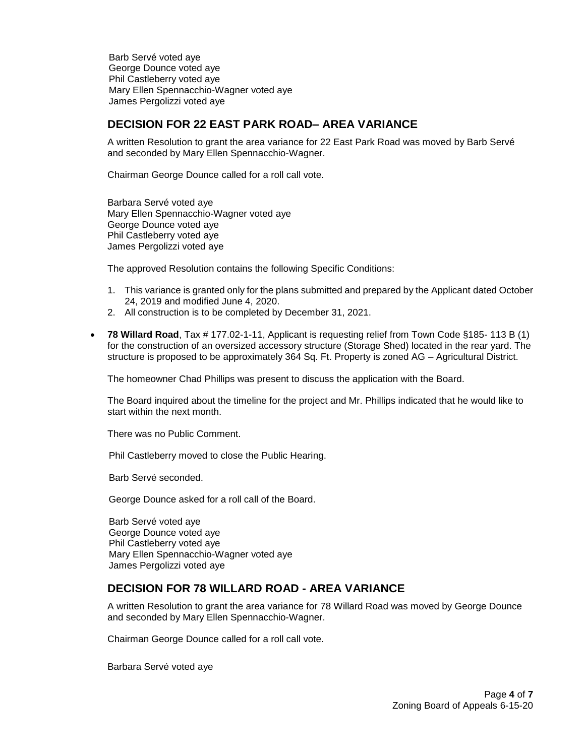Barb Servé voted aye
George Dounce voted aye
Phil Castleberry voted aye
Mary Ellen Spennacchio-Wagner voted aye
James Pergolizzi voted aye

## DECISION FOR 22 EAST PARK ROAD– AREA VARIANCE

A written Resolution to grant the area variance for 22 East Park Road was moved by Barb Servé and seconded by Mary Ellen Spennacchio-Wagner.

Chairman George Dounce called for a roll call vote.

Barbara Servé voted aye
Mary Ellen Spennacchio-Wagner voted aye
George Dounce voted aye
Phil Castleberry voted aye
James Pergolizzi voted aye

The approved Resolution contains the following Specific Conditions:

1. This variance is granted only for the plans submitted and prepared by the Applicant dated October 24, 2019 and modified June 4, 2020.
2. All construction is to be completed by December 31, 2021.

- **78 Willard Road**, Tax # 177.02-1-11, Applicant is requesting relief from Town Code §185- 113 B (1) for the construction of an oversized accessory structure (Storage Shed) located in the rear yard. The structure is proposed to be approximately 364 Sq. Ft. Property is zoned AG – Agricultural District.

  The homeowner Chad Phillips was present to discuss the application with the Board.

  The Board inquired about the timeline for the project and Mr. Phillips indicated that he would like to start within the next month.

  There was no Public Comment.

  Phil Castleberry moved to close the Public Hearing.

  Barb Servé seconded.

  George Dounce asked for a roll call of the Board.

  Barb Servé voted aye
  George Dounce voted aye
  Phil Castleberry voted aye
  Mary Ellen Spennacchio-Wagner voted aye
  James Pergolizzi voted aye

## DECISION FOR 78 WILLARD ROAD - AREA VARIANCE

A written Resolution to grant the area variance for 78 Willard Road was moved by George Dounce and seconded by Mary Ellen Spennacchio-Wagner.

Chairman George Dounce called for a roll call vote.

Barbara Servé voted aye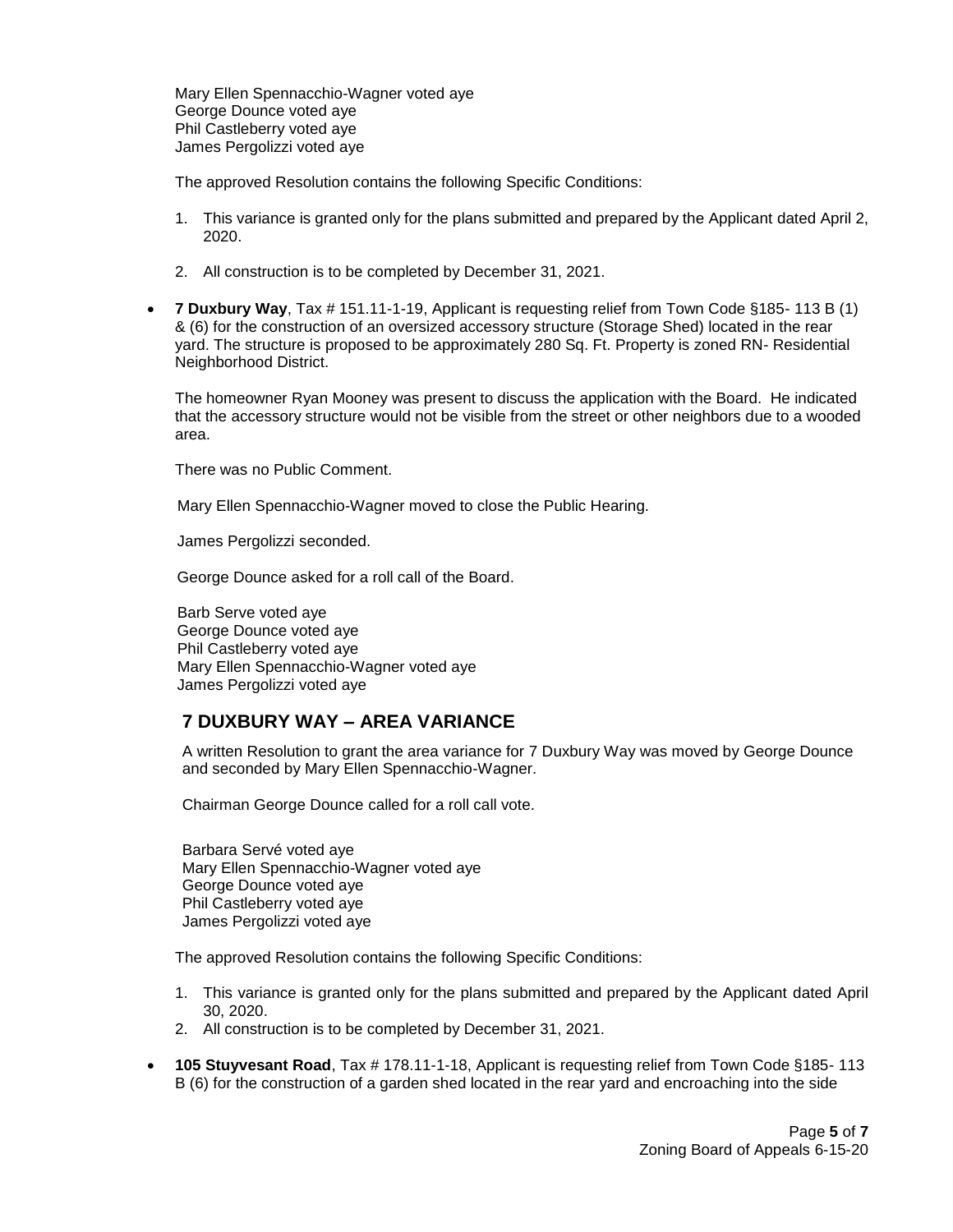Mary Ellen Spennacchio-Wagner voted aye
George Dounce voted aye
Phil Castleberry voted aye
James Pergolizzi voted aye

The approved Resolution contains the following Specific Conditions:

1. This variance is granted only for the plans submitted and prepared by the Applicant dated April 2, 2020.
2. All construction is to be completed by December 31, 2021.

- **7 Duxbury Way**, Tax # 151.11-1-19, Applicant is requesting relief from Town Code §185- 113 B (1) & (6) for the construction of an oversized accessory structure (Storage Shed) located in the rear yard. The structure is proposed to be approximately 280 Sq. Ft. Property is zoned RN- Residential Neighborhood District.

  The homeowner Ryan Mooney was present to discuss the application with the Board. He indicated that the accessory structure would not be visible from the street or other neighbors due to a wooded area.

  There was no Public Comment.

  Mary Ellen Spennacchio-Wagner moved to close the Public Hearing.

  James Pergolizzi seconded.

  George Dounce asked for a roll call of the Board.

  Barb Serve voted aye
  George Dounce voted aye
  Phil Castleberry voted aye
  Mary Ellen Spennacchio-Wagner voted aye
  James Pergolizzi voted aye

## 7 DUXBURY WAY – AREA VARIANCE

A written Resolution to grant the area variance for 7 Duxbury Way was moved by George Dounce and seconded by Mary Ellen Spennacchio-Wagner.

Chairman George Dounce called for a roll call vote.

Barbara Servé voted aye
Mary Ellen Spennacchio-Wagner voted aye
George Dounce voted aye
Phil Castleberry voted aye
James Pergolizzi voted aye

The approved Resolution contains the following Specific Conditions:

1. This variance is granted only for the plans submitted and prepared by the Applicant dated April 30, 2020.
2. All construction is to be completed by December 31, 2021.

- **105 Stuyvesant Road**, Tax # 178.11-1-18, Applicant is requesting relief from Town Code §185- 113 B (6) for the construction of a garden shed located in the rear yard and encroaching into the side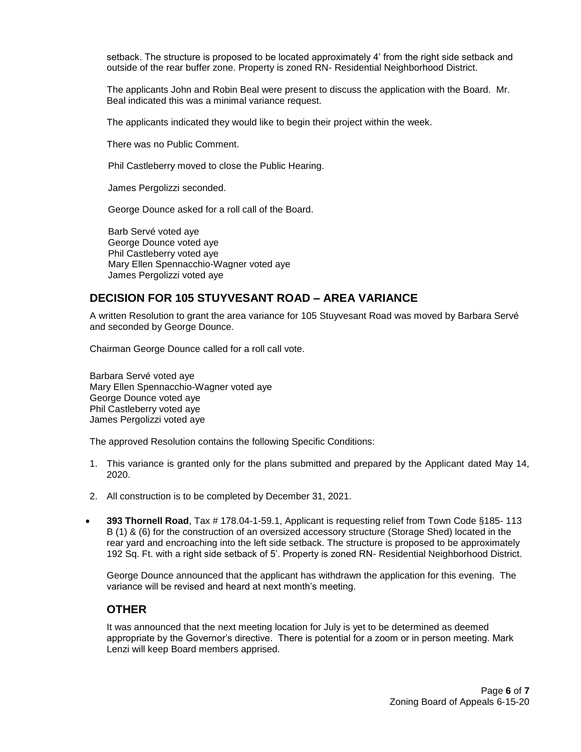setback. The structure is proposed to be located approximately 4' from the right side setback and outside of the rear buffer zone. Property is zoned RN- Residential Neighborhood District.

The applicants John and Robin Beal were present to discuss the application with the Board. Mr. Beal indicated this was a minimal variance request.

The applicants indicated they would like to begin their project within the week.

There was no Public Comment.

Phil Castleberry moved to close the Public Hearing.

James Pergolizzi seconded.

George Dounce asked for a roll call of the Board.

Barb Servé voted aye
George Dounce voted aye
Phil Castleberry voted aye
Mary Ellen Spennacchio-Wagner voted aye
James Pergolizzi voted aye

## DECISION FOR 105 STUYVESANT ROAD – AREA VARIANCE

A written Resolution to grant the area variance for 105 Stuyvesant Road was moved by Barbara Servé and seconded by George Dounce.

Chairman George Dounce called for a roll call vote.

Barbara Servé voted aye
Mary Ellen Spennacchio-Wagner voted aye
George Dounce voted aye
Phil Castleberry voted aye
James Pergolizzi voted aye

The approved Resolution contains the following Specific Conditions:

1. This variance is granted only for the plans submitted and prepared by the Applicant dated May 14, 2020.
2. All construction is to be completed by December 31, 2021.

- **393 Thornell Road**, Tax # 178.04-1-59.1, Applicant is requesting relief from Town Code §185- 113 B (1) & (6) for the construction of an oversized accessory structure (Storage Shed) located in the rear yard and encroaching into the left side setback. The structure is proposed to be approximately 192 Sq. Ft. with a right side setback of 5'. Property is zoned RN- Residential Neighborhood District.

  George Dounce announced that the applicant has withdrawn the application for this evening. The variance will be revised and heard at next month's meeting.

## OTHER

It was announced that the next meeting location for July is yet to be determined as deemed appropriate by the Governor's directive. There is potential for a zoom or in person meeting. Mark Lenzi will keep Board members apprised.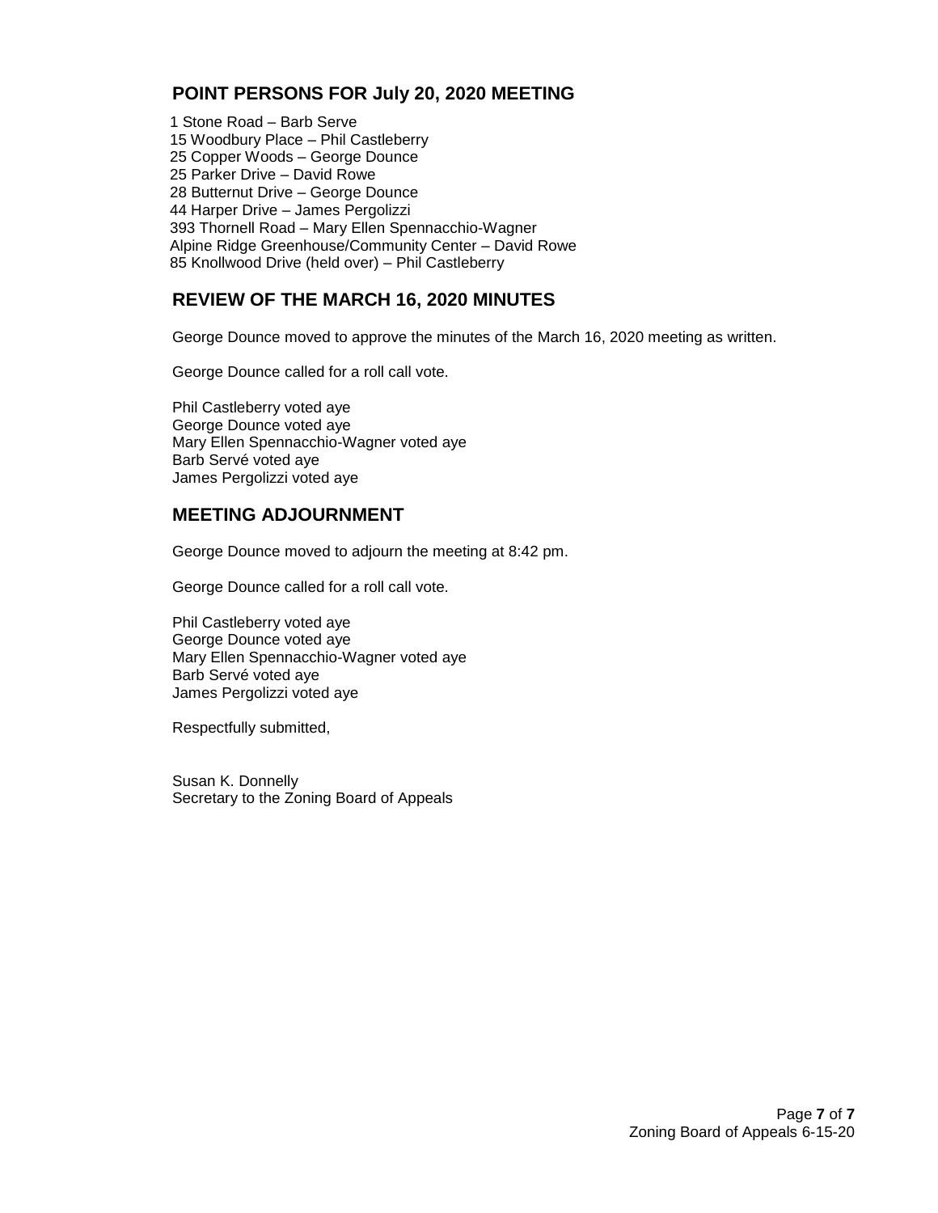## POINT PERSONS FOR July 20, 2020 MEETING

1 Stone Road – Barb Serve
15 Woodbury Place – Phil Castleberry
25 Copper Woods – George Dounce
25 Parker Drive – David Rowe
28 Butternut Drive – George Dounce
44 Harper Drive – James Pergolizzi
393 Thornell Road – Mary Ellen Spennacchio-Wagner
Alpine Ridge Greenhouse/Community Center – David Rowe
85 Knollwood Drive (held over) – Phil Castleberry

## REVIEW OF THE MARCH 16, 2020 MINUTES

George Dounce moved to approve the minutes of the March 16, 2020 meeting as written.

George Dounce called for a roll call vote.

Phil Castleberry voted aye
George Dounce voted aye
Mary Ellen Spennacchio-Wagner voted aye
Barb Servé voted aye
James Pergolizzi voted aye

## MEETING ADJOURNMENT

George Dounce moved to adjourn the meeting at 8:42 pm.

George Dounce called for a roll call vote.

Phil Castleberry voted aye
George Dounce voted aye
Mary Ellen Spennacchio-Wagner voted aye
Barb Servé voted aye
James Pergolizzi voted aye

Respectfully submitted,

Susan K. Donnelly
Secretary to the Zoning Board of Appeals